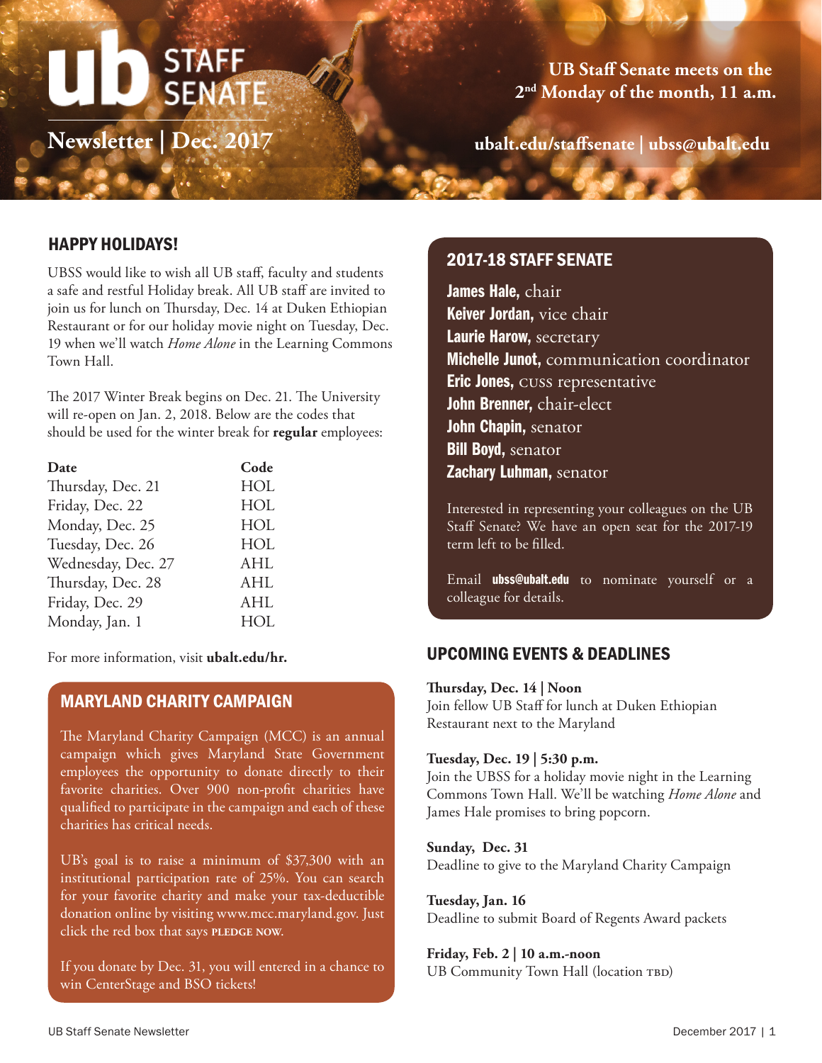# UB STAFF SENATE

## Newsletter | Dec. 2017

**UB Staff Senate meets on the 2nd Monday of the month, 11 a.m.**

**ubalt.edu/staffsenate | ubss@ubalt.edu**

## HAPPY HOLIDAYS!

UBSS would like to wish all UB staff, faculty and students a safe and restful Holiday break. All UB staff are invited to join us for lunch on Thursday, Dec. 14 at Duken Ethiopian Restaurant or for our holiday movie night on Tuesday, Dec. 19 when we'll watch *Home Alone* in the Learning Commons Town Hall.

The 2017 Winter Break begins on Dec. 21. The University will re-open on Jan. 2, 2018. Below are the codes that should be used for the winter break for **regular** employees:

| Date | Code |
|---|---|
| Thursday, Dec. 21 | HOL |
| Friday, Dec. 22 | HOL |
| Monday, Dec. 25 | HOL |
| Tuesday, Dec. 26 | HOL |
| Wednesday, Dec. 27 | AHL |
| Thursday, Dec. 28 | AHL |
| Friday, Dec. 29 | AHL |
| Monday, Jan. 1 | HOL |

For more information, visit **ubalt.edu/hr.**

## MARYLAND CHARITY CAMPAIGN

The Maryland Charity Campaign (MCC) is an annual campaign which gives Maryland State Government employees the opportunity to donate directly to their favorite charities. Over 900 non-profit charities have qualified to participate in the campaign and each of these charities has critical needs.

UB's goal is to raise a minimum of $37,300 with an institutional participation rate of 25%. You can search for your favorite charity and make your tax-deductible donation online by visiting www.mcc.maryland.gov. Just click the red box that says **PLEDGE NOW**.

If you donate by Dec. 31, you will entered in a chance to win CenterStage and BSO tickets!

## 2017-18 STAFF SENATE

**James Hale,** chair
**Keiver Jordan,** vice chair
**Laurie Harow,** secretary
**Michelle Junot,** communication coordinator
**Eric Jones,** CUSS representative
**John Brenner,** chair-elect
**John Chapin,** senator
**Bill Boyd,** senator
**Zachary Luhman,** senator

Interested in representing your colleagues on the UB Staff Senate? We have an open seat for the 2017-19 term left to be filled.

Email **ubss@ubalt.edu** to nominate yourself or a colleague for details.

## UPCOMING EVENTS & DEADLINES

**Thursday, Dec. 14 | Noon**
Join fellow UB Staff for lunch at Duken Ethiopian Restaurant next to the Maryland

**Tuesday, Dec. 19 | 5:30 p.m.**
Join the UBSS for a holiday movie night in the Learning Commons Town Hall. We'll be watching *Home Alone* and James Hale promises to bring popcorn.

**Sunday, Dec. 31**
Deadline to give to the Maryland Charity Campaign

**Tuesday, Jan. 16**
Deadline to submit Board of Regents Award packets

**Friday, Feb. 2 | 10 a.m.-noon**
UB Community Town Hall (location TBD)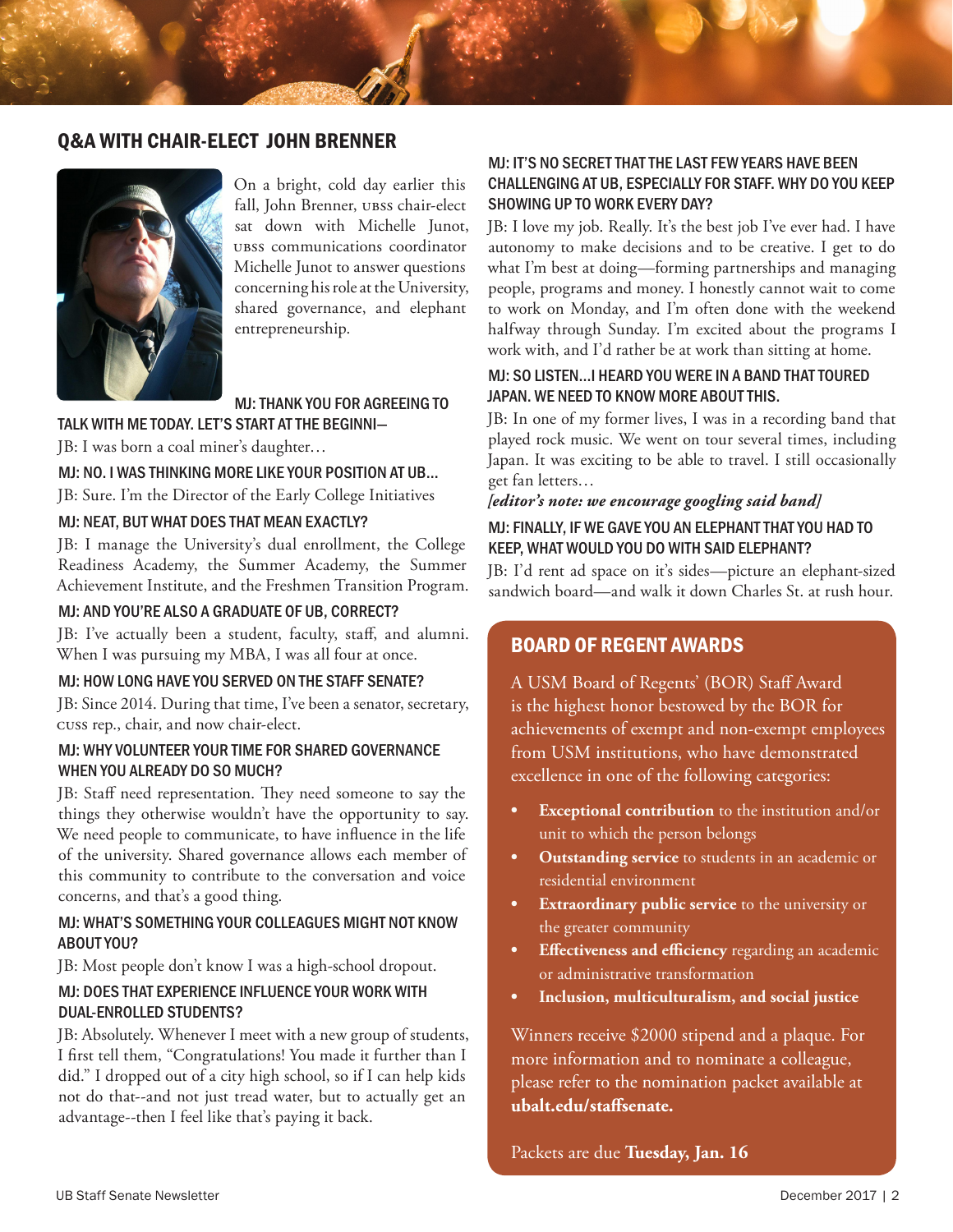## Q&A WITH CHAIR-ELECT JOHN BRENNER

On a bright, cold day earlier this fall, John Brenner, UBSS chair-elect sat down with Michelle Junot, UBSS communications coordinator Michelle Junot to answer questions concerning his role at the University, shared governance, and elephant entrepreneurship.

**MJ: THANK YOU FOR AGREEING TO TALK WITH ME TODAY. LET'S START AT THE BEGINNI—**

JB: I was born a coal miner's daughter…

**MJ: NO. I WAS THINKING MORE LIKE YOUR POSITION AT UB…**

JB: Sure. I'm the Director of the Early College Initiatives

**MJ: NEAT, BUT WHAT DOES THAT MEAN EXACTLY?**

JB: I manage the University's dual enrollment, the College Readiness Academy, the Summer Academy, the Summer Achievement Institute, and the Freshmen Transition Program.

**MJ: AND YOU'RE ALSO A GRADUATE OF UB, CORRECT?**

JB: I've actually been a student, faculty, staff, and alumni. When I was pursuing my MBA, I was all four at once.

**MJ: HOW LONG HAVE YOU SERVED ON THE STAFF SENATE?**

JB: Since 2014. During that time, I've been a senator, secretary, CUSS rep., chair, and now chair-elect.

**MJ: WHY VOLUNTEER YOUR TIME FOR SHARED GOVERNANCE WHEN YOU ALREADY DO SO MUCH?**

JB: Staff need representation. They need someone to say the things they otherwise wouldn't have the opportunity to say. We need people to communicate, to have influence in the life of the university. Shared governance allows each member of this community to contribute to the conversation and voice concerns, and that's a good thing.

**MJ: WHAT'S SOMETHING YOUR COLLEAGUES MIGHT NOT KNOW ABOUT YOU?**

JB: Most people don't know I was a high-school dropout.

**MJ: DOES THAT EXPERIENCE INFLUENCE YOUR WORK WITH DUAL-ENROLLED STUDENTS?**

JB: Absolutely. Whenever I meet with a new group of students, I first tell them, "Congratulations! You made it further than I did." I dropped out of a city high school, so if I can help kids not do that--and not just tread water, but to actually get an advantage--then I feel like that's paying it back.

**MJ: IT'S NO SECRET THAT THE LAST FEW YEARS HAVE BEEN CHALLENGING AT UB, ESPECIALLY FOR STAFF. WHY DO YOU KEEP SHOWING UP TO WORK EVERY DAY?**

JB: I love my job. Really. It's the best job I've ever had. I have autonomy to make decisions and to be creative. I get to do what I'm best at doing—forming partnerships and managing people, programs and money. I honestly cannot wait to come to work on Monday, and I'm often done with the weekend halfway through Sunday. I'm excited about the programs I work with, and I'd rather be at work than sitting at home.

**MJ: SO LISTEN…I HEARD YOU WERE IN A BAND THAT TOURED JAPAN. WE NEED TO KNOW MORE ABOUT THIS.**

JB: In one of my former lives, I was in a recording band that played rock music. We went on tour several times, including Japan. It was exciting to be able to travel. I still occasionally get fan letters…

***[editor's note: we encourage googling said band]***

**MJ: FINALLY, IF WE GAVE YOU AN ELEPHANT THAT YOU HAD TO KEEP, WHAT WOULD YOU DO WITH SAID ELEPHANT?**

JB: I'd rent ad space on it's sides—picture an elephant-sized sandwich board—and walk it down Charles St. at rush hour.

## BOARD OF REGENT AWARDS

A USM Board of Regents' (BOR) Staff Award is the highest honor bestowed by the BOR for achievements of exempt and non-exempt employees from USM institutions, who have demonstrated excellence in one of the following categories:

- **Exceptional contribution** to the institution and/or unit to which the person belongs
- **Outstanding service** to students in an academic or residential environment
- **Extraordinary public service** to the university or the greater community
- **Effectiveness and efficiency** regarding an academic or administrative transformation
- **Inclusion, multiculturalism, and social justice**

Winners receive $2000 stipend and a plaque. For more information and to nominate a colleague, please refer to the nomination packet available at **ubalt.edu/staffsenate.**

Packets are due **Tuesday, Jan. 16**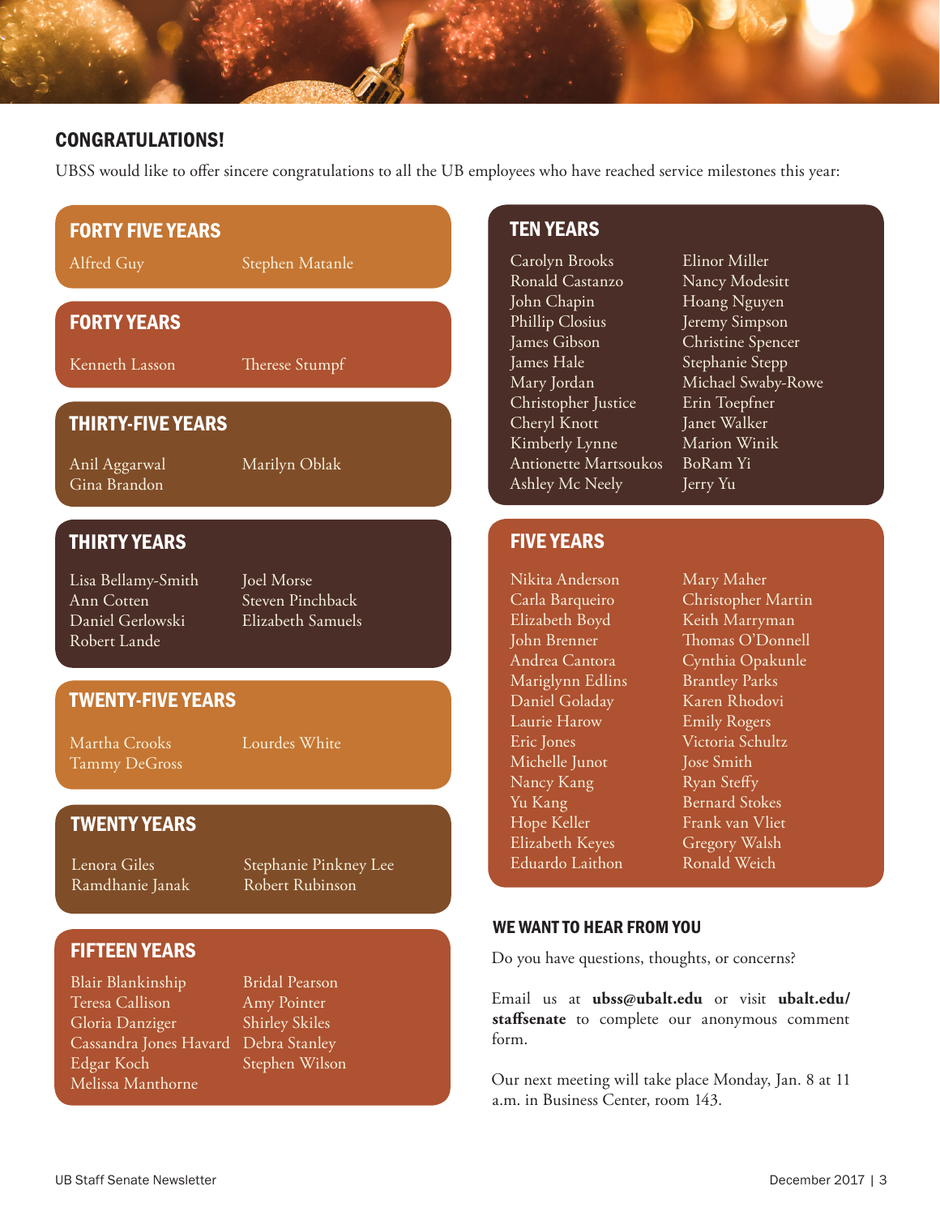## CONGRATULATIONS!

UBSS would like to offer sincere congratulations to all the UB employees who have reached service milestones this year:

### FORTY FIVE YEARS

Alfred Guy
Stephen Matanle

### FORTY YEARS

Kenneth Lasson
Therese Stumpf

### THIRTY-FIVE YEARS

Anil Aggarwal
Gina Brandon
Marilyn Oblak

### THIRTY YEARS

Lisa Bellamy-Smith
Ann Cotten
Daniel Gerlowski
Robert Lande
Joel Morse
Steven Pinchback
Elizabeth Samuels

### TWENTY-FIVE YEARS

Martha Crooks
Tammy DeGross
Lourdes White

### TWENTY YEARS

Lenora Giles
Ramdhanie Janak
Stephanie Pinkney Lee
Robert Rubinson

### FIFTEEN YEARS

Blair Blankinship
Teresa Callison
Gloria Danziger
Cassandra Jones Havard
Edgar Koch
Melissa Manthorne
Bridal Pearson
Amy Pointer
Shirley Skiles
Debra Stanley
Stephen Wilson

### TEN YEARS

Carolyn Brooks
Ronald Castanzo
John Chapin
Phillip Closius
James Gibson
James Hale
Mary Jordan
Christopher Justice
Cheryl Knott
Kimberly Lynne
Antionette Martsoukos
Ashley Mc Neely
Elinor Miller
Nancy Modesitt
Hoang Nguyen
Jeremy Simpson
Christine Spencer
Stephanie Stepp
Michael Swaby-Rowe
Erin Toepfner
Janet Walker
Marion Winik
BoRam Yi
Jerry Yu

### FIVE YEARS

Nikita Anderson
Carla Barqueiro
Elizabeth Boyd
John Brenner
Andrea Cantora
Mariglynn Edlins
Daniel Goladay
Laurie Harow
Eric Jones
Michelle Junot
Nancy Kang
Yu Kang
Hope Keller
Elizabeth Keyes
Eduardo Laithon
Mary Maher
Christopher Martin
Keith Marryman
Thomas O'Donnell
Cynthia Opakunle
Brantley Parks
Karen Rhodovi
Emily Rogers
Victoria Schultz
Jose Smith
Ryan Steffy
Bernard Stokes
Frank van Vliet
Gregory Walsh
Ronald Weich

## WE WANT TO HEAR FROM YOU

Do you have questions, thoughts, or concerns?

Email us at **ubss@ubalt.edu** or visit **ubalt.edu/staffsenate** to complete our anonymous comment form.

Our next meeting will take place Monday, Jan. 8 at 11 a.m. in Business Center, room 143.